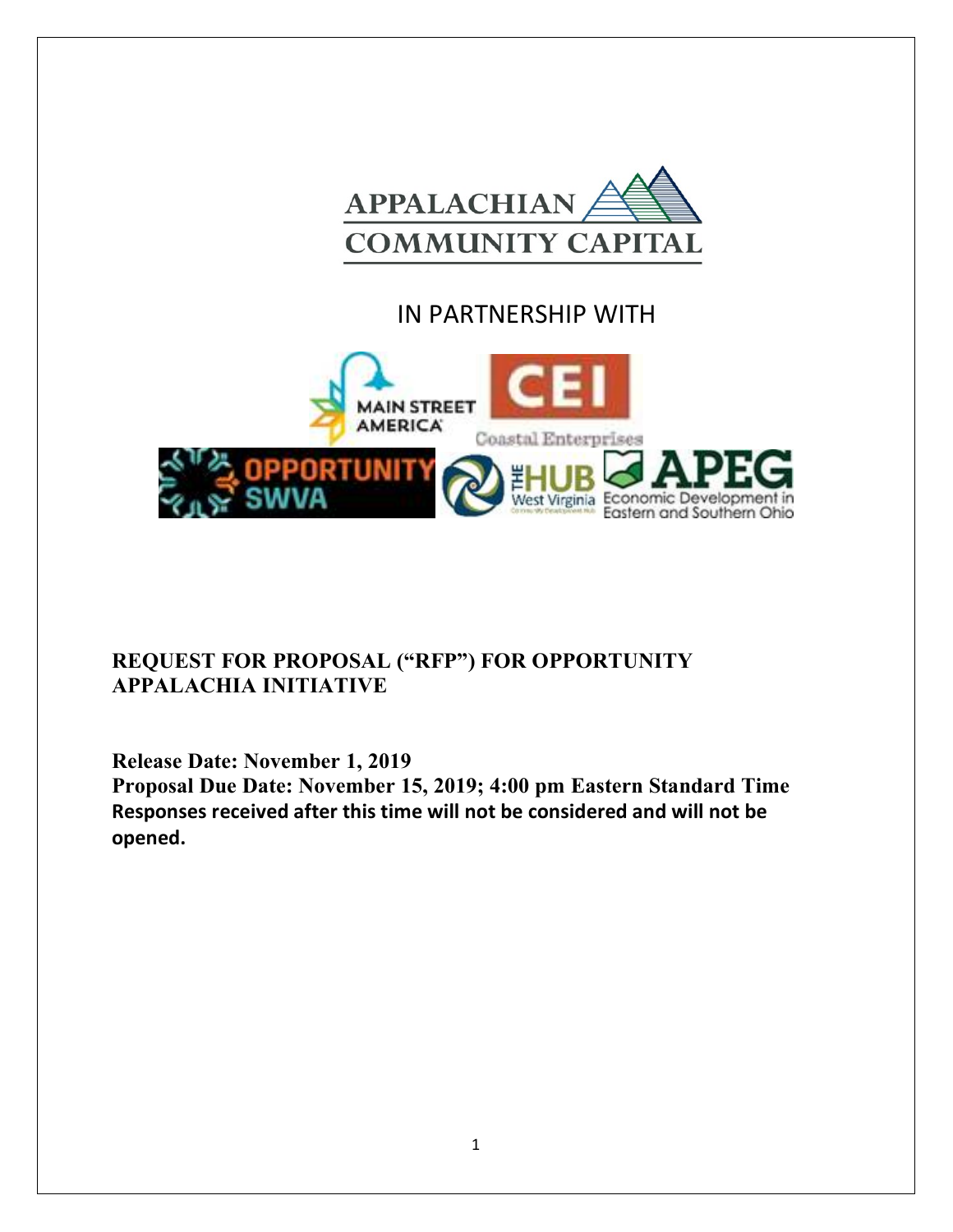# APPALACHIAN COMMUNITY CAPITAL

IN PARTNERSHIP WITH

MAIN STREET AMERICA

CEI Coastal Enterprises

OPPORTUNITY SWVA

THE HUB West Virginia

APEG Economic Development in Eastern and Southern Ohio

## REQUEST FOR PROPOSAL ("RFP") FOR OPPORTUNITY APPALACHIA INITIATIVE

**Release Date: November 1, 2019**

**Proposal Due Date: November 15, 2019; 4:00 pm Eastern Standard Time**

**Responses received after this time will not be considered and will not be opened.**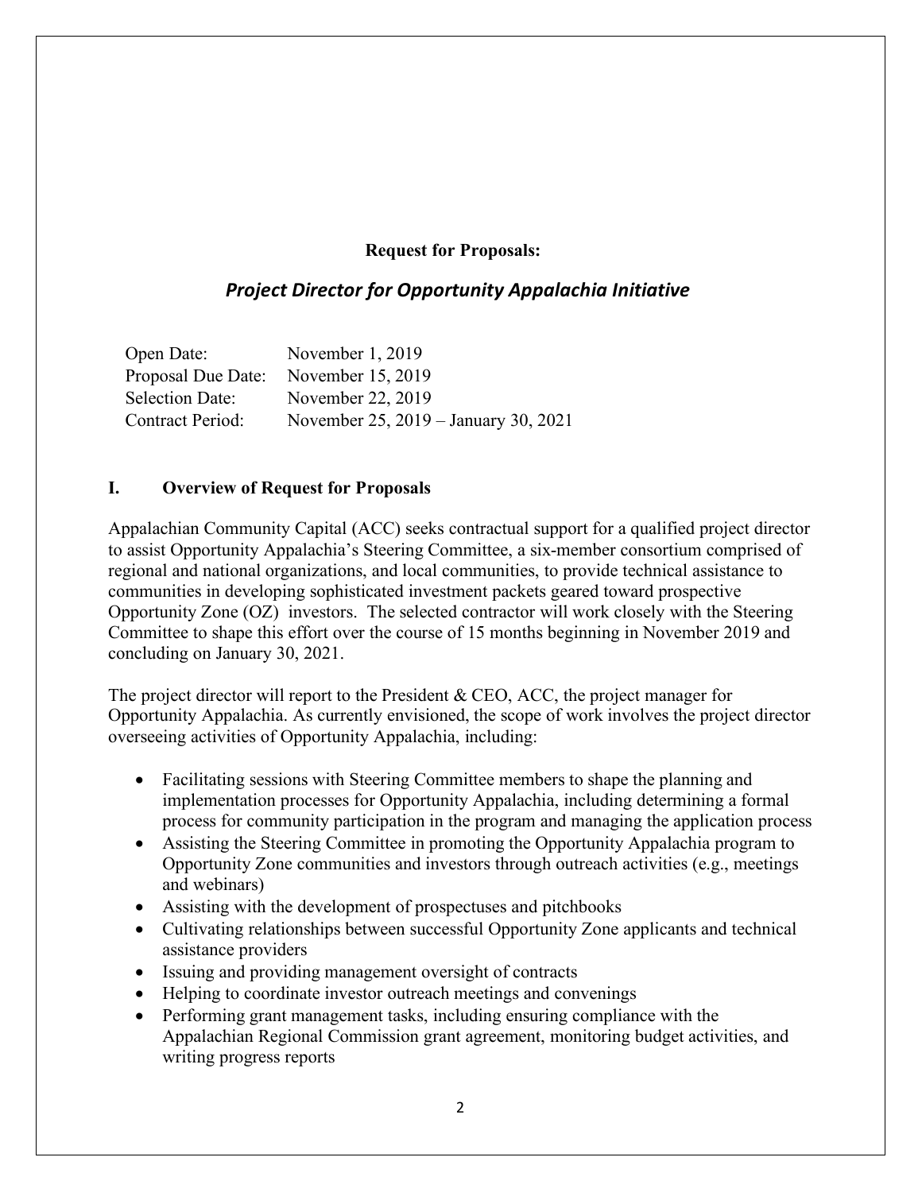**Request for Proposals:**

## *Project Director for Opportunity Appalachia Initiative*

| | |
|---|---|
| Open Date: | November 1, 2019 |
| Proposal Due Date: | November 15, 2019 |
| Selection Date: | November 22, 2019 |
| Contract Period: | November 25, 2019 – January 30, 2021 |

## I. Overview of Request for Proposals

Appalachian Community Capital (ACC) seeks contractual support for a qualified project director to assist Opportunity Appalachia's Steering Committee, a six-member consortium comprised of regional and national organizations, and local communities, to provide technical assistance to communities in developing sophisticated investment packets geared toward prospective Opportunity Zone (OZ) investors. The selected contractor will work closely with the Steering Committee to shape this effort over the course of 15 months beginning in November 2019 and concluding on January 30, 2021.

The project director will report to the President & CEO, ACC, the project manager for Opportunity Appalachia. As currently envisioned, the scope of work involves the project director overseeing activities of Opportunity Appalachia, including:

- Facilitating sessions with Steering Committee members to shape the planning and implementation processes for Opportunity Appalachia, including determining a formal process for community participation in the program and managing the application process
- Assisting the Steering Committee in promoting the Opportunity Appalachia program to Opportunity Zone communities and investors through outreach activities (e.g., meetings and webinars)
- Assisting with the development of prospectuses and pitchbooks
- Cultivating relationships between successful Opportunity Zone applicants and technical assistance providers
- Issuing and providing management oversight of contracts
- Helping to coordinate investor outreach meetings and convenings
- Performing grant management tasks, including ensuring compliance with the Appalachian Regional Commission grant agreement, monitoring budget activities, and writing progress reports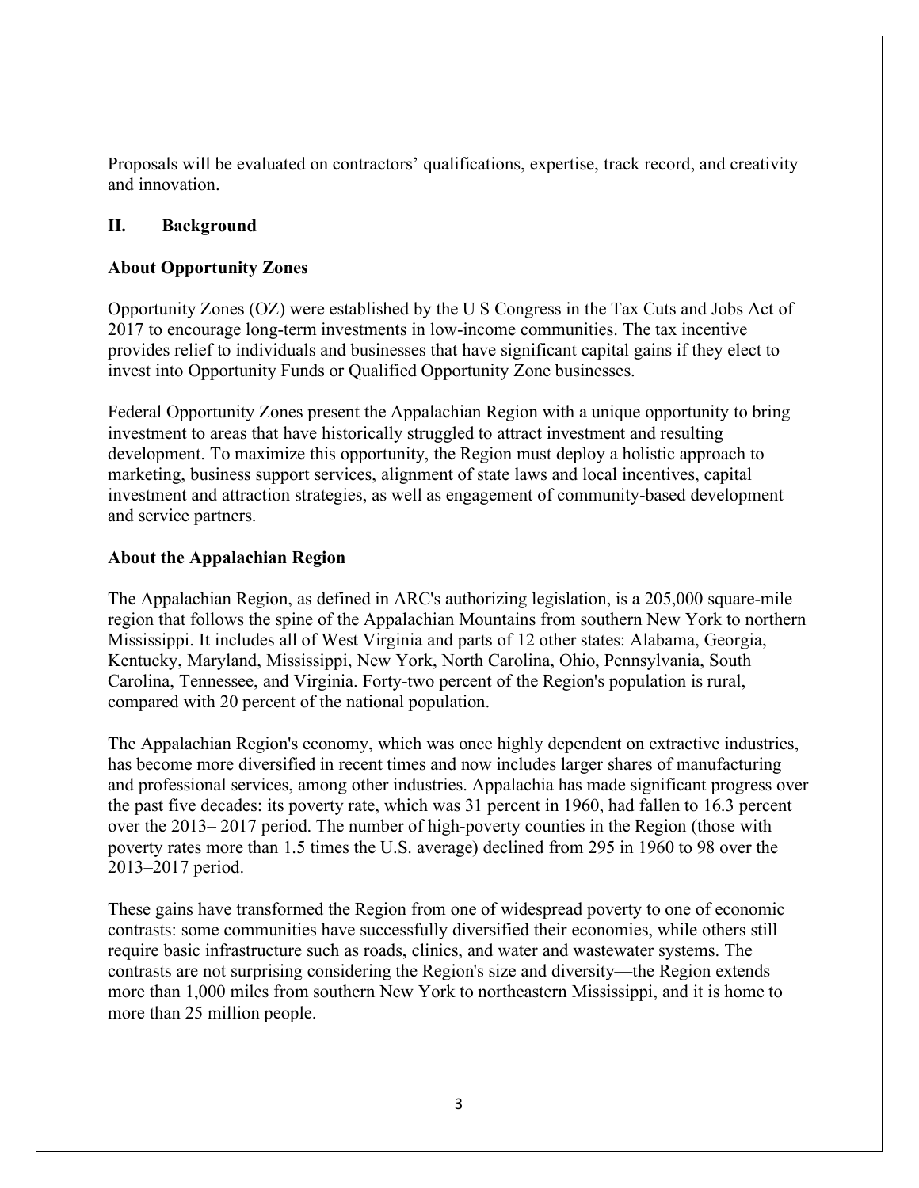Proposals will be evaluated on contractors' qualifications, expertise, track record, and creativity and innovation.

## II. Background

### About Opportunity Zones

Opportunity Zones (OZ) were established by the U S Congress in the Tax Cuts and Jobs Act of 2017 to encourage long-term investments in low-income communities. The tax incentive provides relief to individuals and businesses that have significant capital gains if they elect to invest into Opportunity Funds or Qualified Opportunity Zone businesses.

Federal Opportunity Zones present the Appalachian Region with a unique opportunity to bring investment to areas that have historically struggled to attract investment and resulting development. To maximize this opportunity, the Region must deploy a holistic approach to marketing, business support services, alignment of state laws and local incentives, capital investment and attraction strategies, as well as engagement of community-based development and service partners.

### About the Appalachian Region

The Appalachian Region, as defined in ARC's authorizing legislation, is a 205,000 square-mile region that follows the spine of the Appalachian Mountains from southern New York to northern Mississippi. It includes all of West Virginia and parts of 12 other states: Alabama, Georgia, Kentucky, Maryland, Mississippi, New York, North Carolina, Ohio, Pennsylvania, South Carolina, Tennessee, and Virginia. Forty-two percent of the Region's population is rural, compared with 20 percent of the national population.

The Appalachian Region's economy, which was once highly dependent on extractive industries, has become more diversified in recent times and now includes larger shares of manufacturing and professional services, among other industries. Appalachia has made significant progress over the past five decades: its poverty rate, which was 31 percent in 1960, had fallen to 16.3 percent over the 2013– 2017 period. The number of high-poverty counties in the Region (those with poverty rates more than 1.5 times the U.S. average) declined from 295 in 1960 to 98 over the 2013–2017 period.

These gains have transformed the Region from one of widespread poverty to one of economic contrasts: some communities have successfully diversified their economies, while others still require basic infrastructure such as roads, clinics, and water and wastewater systems. The contrasts are not surprising considering the Region's size and diversity—the Region extends more than 1,000 miles from southern New York to northeastern Mississippi, and it is home to more than 25 million people.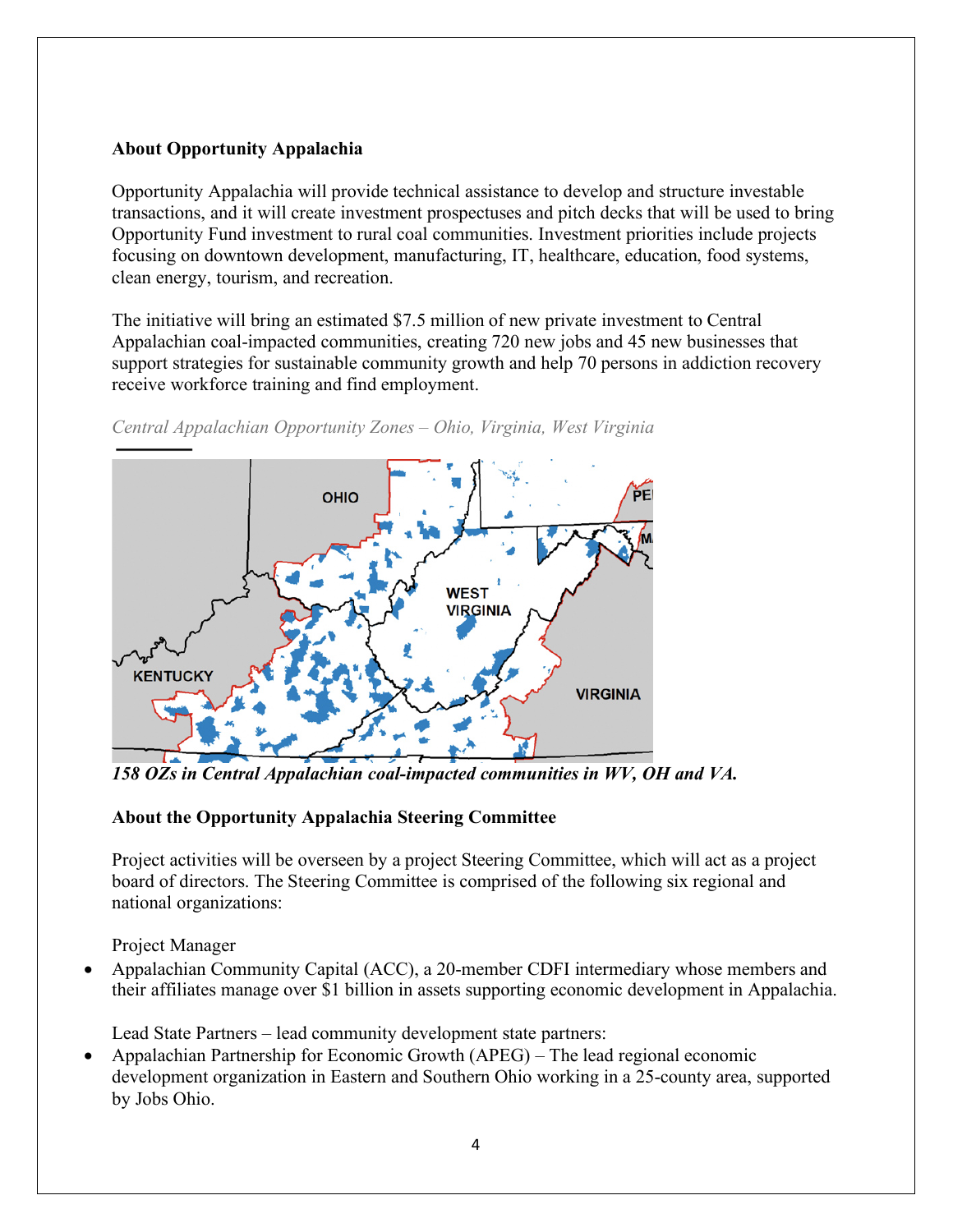**About Opportunity Appalachia**

Opportunity Appalachia will provide technical assistance to develop and structure investable transactions, and it will create investment prospectuses and pitch decks that will be used to bring Opportunity Fund investment to rural coal communities. Investment priorities include projects focusing on downtown development, manufacturing, IT, healthcare, education, food systems, clean energy, tourism, and recreation.

The initiative will bring an estimated $7.5 million of new private investment to Central Appalachian coal-impacted communities, creating 720 new jobs and 45 new businesses that support strategies for sustainable community growth and help 70 persons in addiction recovery receive workforce training and find employment.

*Central Appalachian Opportunity Zones – Ohio, Virginia, West Virginia*

***158 OZs in Central Appalachian coal-impacted communities in WV, OH and VA.***

**About the Opportunity Appalachia Steering Committee**

Project activities will be overseen by a project Steering Committee, which will act as a project board of directors. The Steering Committee is comprised of the following six regional and national organizations:

Project Manager

- Appalachian Community Capital (ACC), a 20-member CDFI intermediary whose members and their affiliates manage over $1 billion in assets supporting economic development in Appalachia.

Lead State Partners – lead community development state partners:

- Appalachian Partnership for Economic Growth (APEG) – The lead regional economic development organization in Eastern and Southern Ohio working in a 25-county area, supported by Jobs Ohio.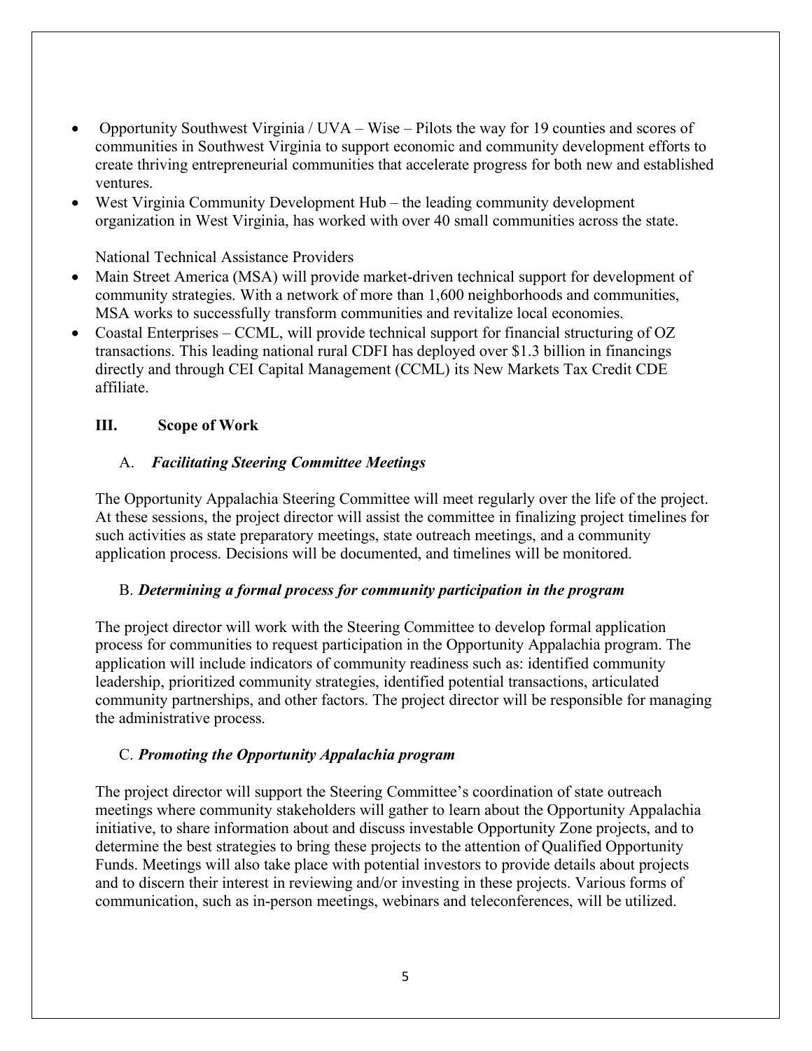- Opportunity Southwest Virginia / UVA – Wise – Pilots the way for 19 counties and scores of communities in Southwest Virginia to support economic and community development efforts to create thriving entrepreneurial communities that accelerate progress for both new and established ventures.
- West Virginia Community Development Hub – the leading community development organization in West Virginia, has worked with over 40 small communities across the state.

National Technical Assistance Providers

- Main Street America (MSA) will provide market-driven technical support for development of community strategies. With a network of more than 1,600 neighborhoods and communities, MSA works to successfully transform communities and revitalize local economies.
- Coastal Enterprises – CCML, will provide technical support for financial structuring of OZ transactions. This leading national rural CDFI has deployed over $1.3 billion in financings directly and through CEI Capital Management (CCML) its New Markets Tax Credit CDE affiliate.

## III. Scope of Work

### A. *Facilitating Steering Committee Meetings*

The Opportunity Appalachia Steering Committee will meet regularly over the life of the project. At these sessions, the project director will assist the committee in finalizing project timelines for such activities as state preparatory meetings, state outreach meetings, and a community application process. Decisions will be documented, and timelines will be monitored.

### B. *Determining a formal process for community participation in the program*

The project director will work with the Steering Committee to develop formal application process for communities to request participation in the Opportunity Appalachia program. The application will include indicators of community readiness such as: identified community leadership, prioritized community strategies, identified potential transactions, articulated community partnerships, and other factors. The project director will be responsible for managing the administrative process.

### C. *Promoting the Opportunity Appalachia program*

The project director will support the Steering Committee's coordination of state outreach meetings where community stakeholders will gather to learn about the Opportunity Appalachia initiative, to share information about and discuss investable Opportunity Zone projects, and to determine the best strategies to bring these projects to the attention of Qualified Opportunity Funds. Meetings will also take place with potential investors to provide details about projects and to discern their interest in reviewing and/or investing in these projects. Various forms of communication, such as in-person meetings, webinars and teleconferences, will be utilized.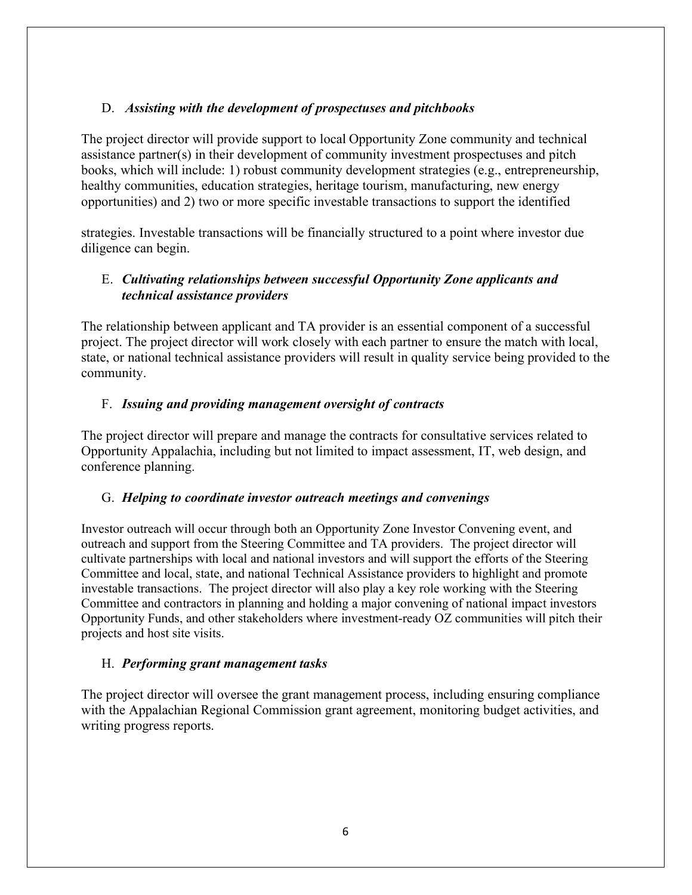### D. *Assisting with the development of prospectuses and pitchbooks*

The project director will provide support to local Opportunity Zone community and technical assistance partner(s) in their development of community investment prospectuses and pitch books, which will include: 1) robust community development strategies (e.g., entrepreneurship, healthy communities, education strategies, heritage tourism, manufacturing, new energy opportunities) and 2) two or more specific investable transactions to support the identified strategies. Investable transactions will be financially structured to a point where investor due diligence can begin.

### E. *Cultivating relationships between successful Opportunity Zone applicants and technical assistance providers*

The relationship between applicant and TA provider is an essential component of a successful project. The project director will work closely with each partner to ensure the match with local, state, or national technical assistance providers will result in quality service being provided to the community.

### F. *Issuing and providing management oversight of contracts*

The project director will prepare and manage the contracts for consultative services related to Opportunity Appalachia, including but not limited to impact assessment, IT, web design, and conference planning.

### G. *Helping to coordinate investor outreach meetings and convenings*

Investor outreach will occur through both an Opportunity Zone Investor Convening event, and outreach and support from the Steering Committee and TA providers. The project director will cultivate partnerships with local and national investors and will support the efforts of the Steering Committee and local, state, and national Technical Assistance providers to highlight and promote investable transactions. The project director will also play a key role working with the Steering Committee and contractors in planning and holding a major convening of national impact investors Opportunity Funds, and other stakeholders where investment-ready OZ communities will pitch their projects and host site visits.

### H. *Performing grant management tasks*

The project director will oversee the grant management process, including ensuring compliance with the Appalachian Regional Commission grant agreement, monitoring budget activities, and writing progress reports.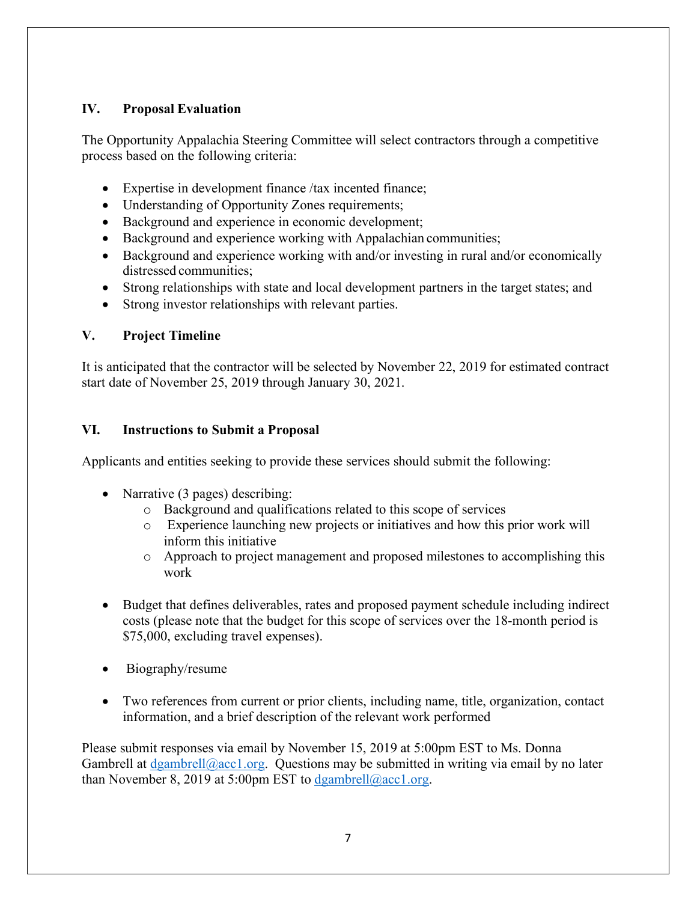## IV. Proposal Evaluation

The Opportunity Appalachia Steering Committee will select contractors through a competitive process based on the following criteria:

- Expertise in development finance /tax incented finance;
- Understanding of Opportunity Zones requirements;
- Background and experience in economic development;
- Background and experience working with Appalachian communities;
- Background and experience working with and/or investing in rural and/or economically distressed communities;
- Strong relationships with state and local development partners in the target states; and
- Strong investor relationships with relevant parties.

## V. Project Timeline

It is anticipated that the contractor will be selected by November 22, 2019 for estimated contract start date of November 25, 2019 through January 30, 2021.

## VI. Instructions to Submit a Proposal

Applicants and entities seeking to provide these services should submit the following:

- Narrative (3 pages) describing:
  - Background and qualifications related to this scope of services
  - Experience launching new projects or initiatives and how this prior work will inform this initiative
  - Approach to project management and proposed milestones to accomplishing this work

- Budget that defines deliverables, rates and proposed payment schedule including indirect costs (please note that the budget for this scope of services over the 18-month period is $75,000, excluding travel expenses).

- Biography/resume

- Two references from current or prior clients, including name, title, organization, contact information, and a brief description of the relevant work performed

Please submit responses via email by November 15, 2019 at 5:00pm EST to Ms. Donna Gambrell at dgambrell@acc1.org. Questions may be submitted in writing via email by no later than November 8, 2019 at 5:00pm EST to dgambrell@acc1.org.